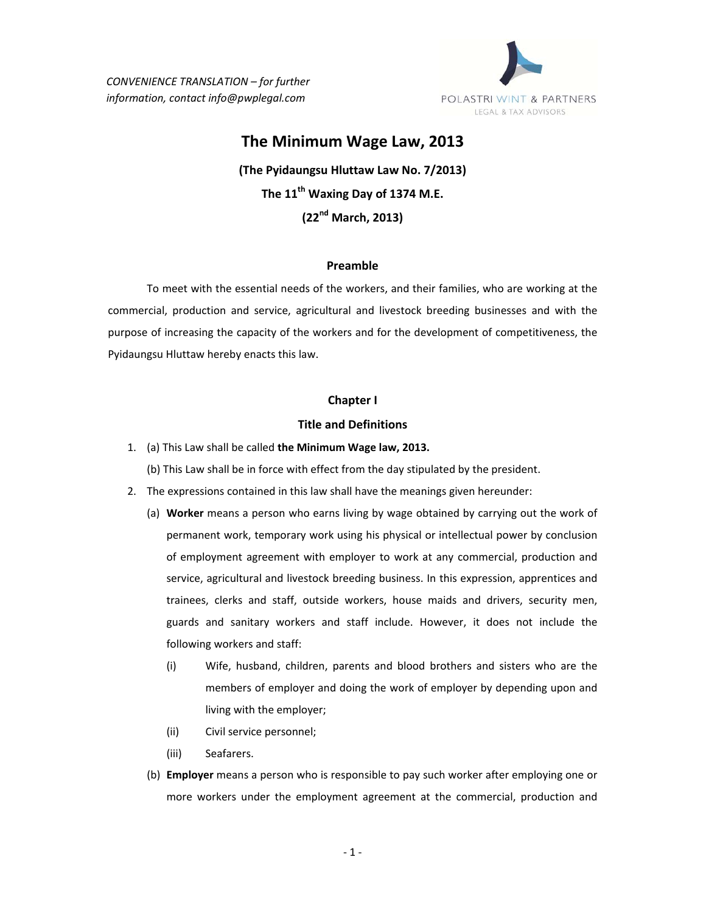*CONVENIENCE TRANSLATION – for further information, contact info@pwplegal.com*

POLASTRI WINT & PARTNERS
LEGAL & TAX ADVISORS

# The Minimum Wage Law, 2013

**(The Pyidaungsu Hluttaw Law No. 7/2013)**

**The 11th Waxing Day of 1374 M.E.**

**(22nd March, 2013)**

## Preamble

To meet with the essential needs of the workers, and their families, who are working at the commercial, production and service, agricultural and livestock breeding businesses and with the purpose of increasing the capacity of the workers and for the development of competitiveness, the Pyidaungsu Hluttaw hereby enacts this law.

## Chapter I

## Title and Definitions

1. (a) This Law shall be called **the Minimum Wage law, 2013.**

   (b) This Law shall be in force with effect from the day stipulated by the president.

2. The expressions contained in this law shall have the meanings given hereunder:

   (a) **Worker** means a person who earns living by wage obtained by carrying out the work of permanent work, temporary work using his physical or intellectual power by conclusion of employment agreement with employer to work at any commercial, production and service, agricultural and livestock breeding business. In this expression, apprentices and trainees, clerks and staff, outside workers, house maids and drivers, security men, guards and sanitary workers and staff include. However, it does not include the following workers and staff:

   (i) Wife, husband, children, parents and blood brothers and sisters who are the members of employer and doing the work of employer by depending upon and living with the employer;

   (ii) Civil service personnel;

   (iii) Seafarers.

   (b) **Employer** means a person who is responsible to pay such worker after employing one or more workers under the employment agreement at the commercial, production and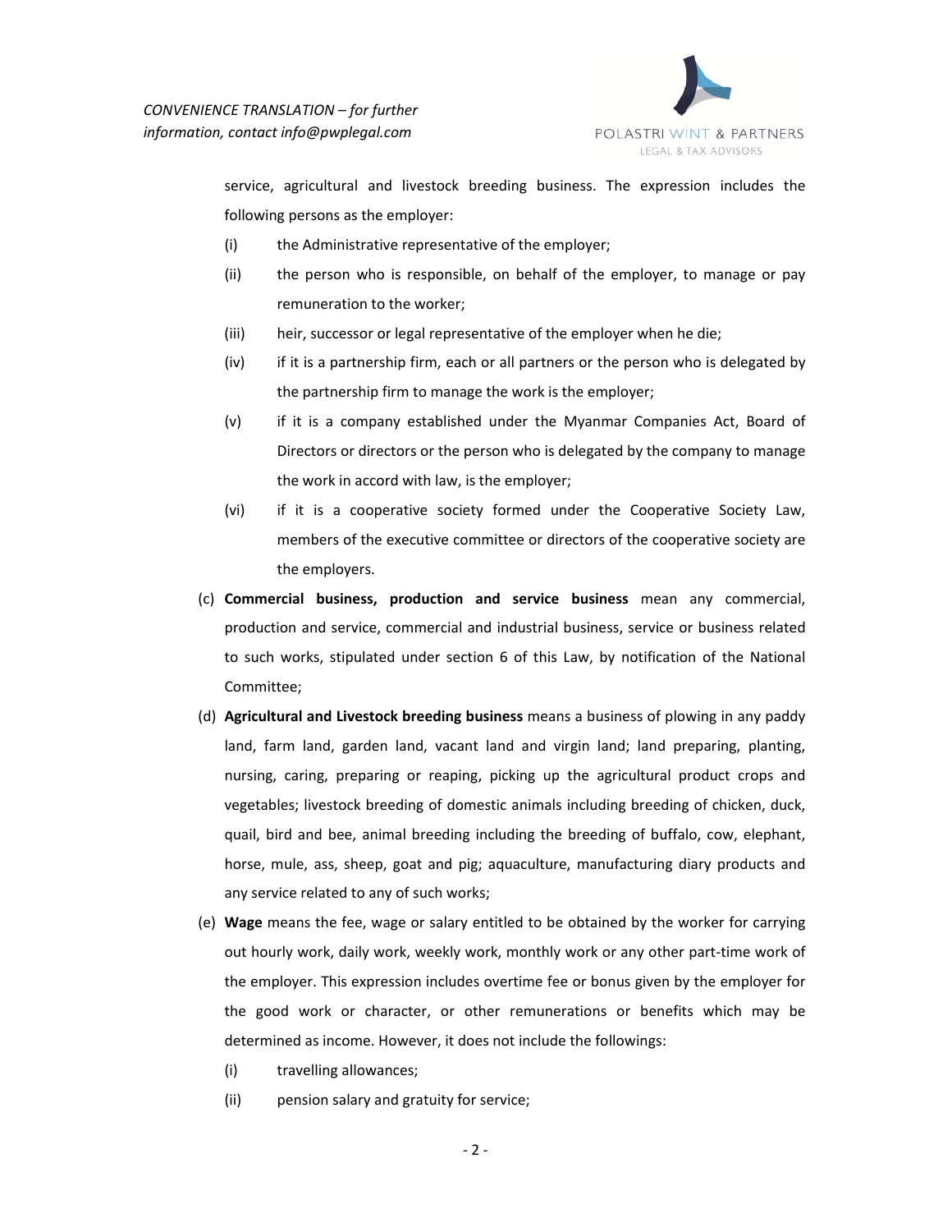service, agricultural and livestock breeding business. The expression includes the following persons as the employer:

- (i) the Administrative representative of the employer;
- (ii) the person who is responsible, on behalf of the employer, to manage or pay remuneration to the worker;
- (iii) heir, successor or legal representative of the employer when he die;
- (iv) if it is a partnership firm, each or all partners or the person who is delegated by the partnership firm to manage the work is the employer;
- (v) if it is a company established under the Myanmar Companies Act, Board of Directors or directors or the person who is delegated by the company to manage the work in accord with law, is the employer;
- (vi) if it is a cooperative society formed under the Cooperative Society Law, members of the executive committee or directors of the cooperative society are the employers.

(c) **Commercial business, production and service business** mean any commercial, production and service, commercial and industrial business, service or business related to such works, stipulated under section 6 of this Law, by notification of the National Committee;

(d) **Agricultural and Livestock breeding business** means a business of plowing in any paddy land, farm land, garden land, vacant land and virgin land; land preparing, planting, nursing, caring, preparing or reaping, picking up the agricultural product crops and vegetables; livestock breeding of domestic animals including breeding of chicken, duck, quail, bird and bee, animal breeding including the breeding of buffalo, cow, elephant, horse, mule, ass, sheep, goat and pig; aquaculture, manufacturing diary products and any service related to any of such works;

(e) **Wage** means the fee, wage or salary entitled to be obtained by the worker for carrying out hourly work, daily work, weekly work, monthly work or any other part-time work of the employer. This expression includes overtime fee or bonus given by the employer for the good work or character, or other remunerations or benefits which may be determined as income. However, it does not include the followings:

- (i) travelling allowances;
- (ii) pension salary and gratuity for service;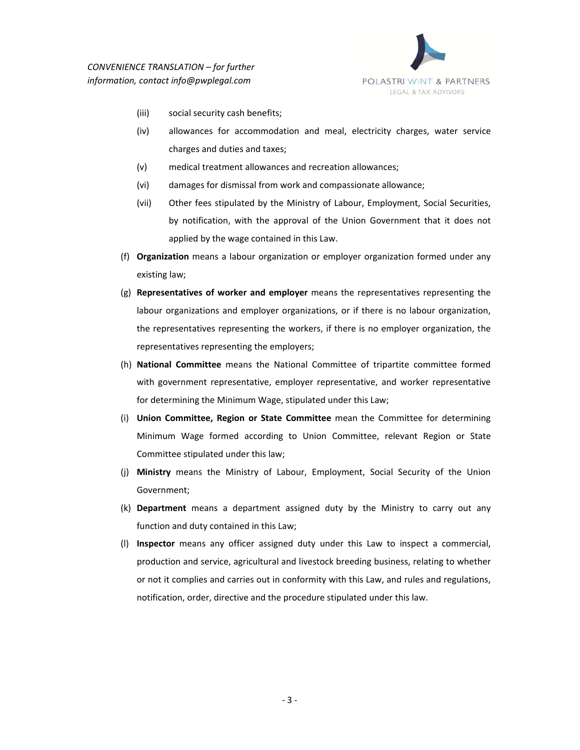(iii) social security cash benefits;

(iv) allowances for accommodation and meal, electricity charges, water service charges and duties and taxes;

(v) medical treatment allowances and recreation allowances;

(vi) damages for dismissal from work and compassionate allowance;

(vii) Other fees stipulated by the Ministry of Labour, Employment, Social Securities, by notification, with the approval of the Union Government that it does not applied by the wage contained in this Law.

(f) **Organization** means a labour organization or employer organization formed under any existing law;

(g) **Representatives of worker and employer** means the representatives representing the labour organizations and employer organizations, or if there is no labour organization, the representatives representing the workers, if there is no employer organization, the representatives representing the employers;

(h) **National Committee** means the National Committee of tripartite committee formed with government representative, employer representative, and worker representative for determining the Minimum Wage, stipulated under this Law;

(i) **Union Committee, Region or State Committee** mean the Committee for determining Minimum Wage formed according to Union Committee, relevant Region or State Committee stipulated under this law;

(j) **Ministry** means the Ministry of Labour, Employment, Social Security of the Union Government;

(k) **Department** means a department assigned duty by the Ministry to carry out any function and duty contained in this Law;

(l) **Inspector** means any officer assigned duty under this Law to inspect a commercial, production and service, agricultural and livestock breeding business, relating to whether or not it complies and carries out in conformity with this Law, and rules and regulations, notification, order, directive and the procedure stipulated under this law.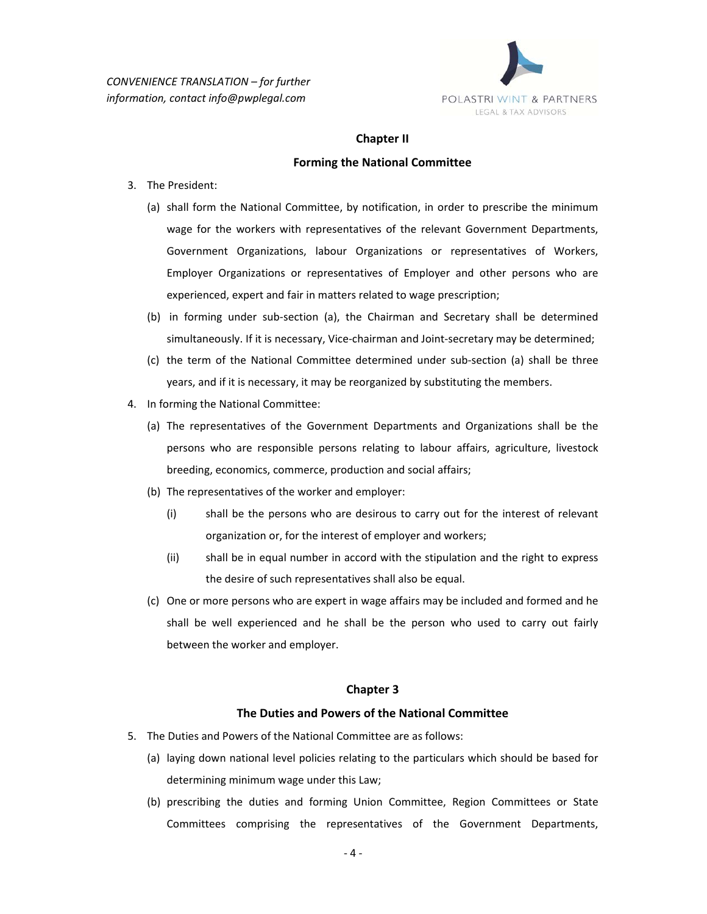## Chapter II

## Forming the National Committee

3. The President:
   (a) shall form the National Committee, by notification, in order to prescribe the minimum wage for the workers with representatives of the relevant Government Departments, Government Organizations, labour Organizations or representatives of Workers, Employer Organizations or representatives of Employer and other persons who are experienced, expert and fair in matters related to wage prescription;
   (b) in forming under sub-section (a), the Chairman and Secretary shall be determined simultaneously. If it is necessary, Vice-chairman and Joint-secretary may be determined;
   (c) the term of the National Committee determined under sub-section (a) shall be three years, and if it is necessary, it may be reorganized by substituting the members.
4. In forming the National Committee:
   (a) The representatives of the Government Departments and Organizations shall be the persons who are responsible persons relating to labour affairs, agriculture, livestock breeding, economics, commerce, production and social affairs;
   (b) The representatives of the worker and employer:
      (i) shall be the persons who are desirous to carry out for the interest of relevant organization or, for the interest of employer and workers;
      (ii) shall be in equal number in accord with the stipulation and the right to express the desire of such representatives shall also be equal.
   (c) One or more persons who are expert in wage affairs may be included and formed and he shall be well experienced and he shall be the person who used to carry out fairly between the worker and employer.

## Chapter 3

## The Duties and Powers of the National Committee

5. The Duties and Powers of the National Committee are as follows:
   (a) laying down national level policies relating to the particulars which should be based for determining minimum wage under this Law;
   (b) prescribing the duties and forming Union Committee, Region Committees or State Committees comprising the representatives of the Government Departments,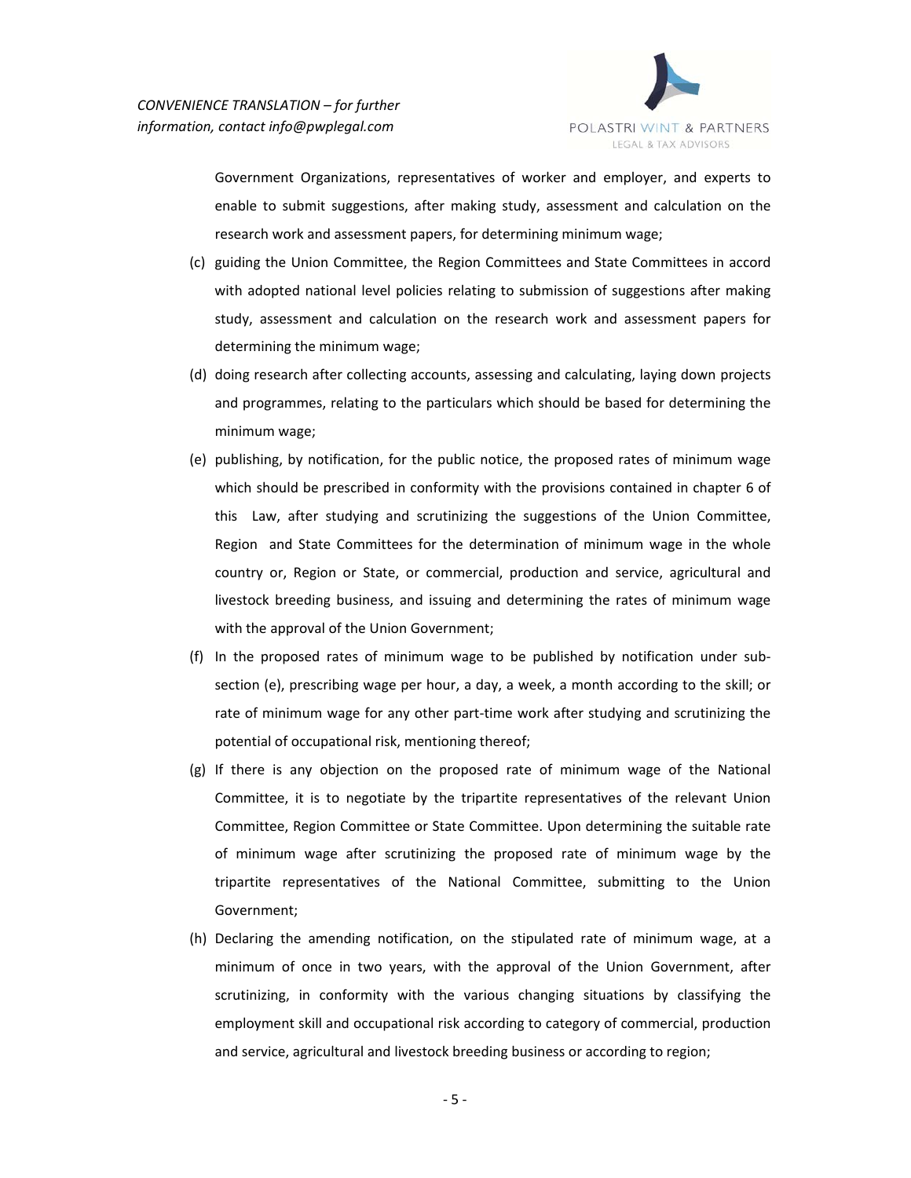Government Organizations, representatives of worker and employer, and experts to enable to submit suggestions, after making study, assessment and calculation on the research work and assessment papers, for determining minimum wage;

(c) guiding the Union Committee, the Region Committees and State Committees in accord with adopted national level policies relating to submission of suggestions after making study, assessment and calculation on the research work and assessment papers for determining the minimum wage;

(d) doing research after collecting accounts, assessing and calculating, laying down projects and programmes, relating to the particulars which should be based for determining the minimum wage;

(e) publishing, by notification, for the public notice, the proposed rates of minimum wage which should be prescribed in conformity with the provisions contained in chapter 6 of this Law, after studying and scrutinizing the suggestions of the Union Committee, Region and State Committees for the determination of minimum wage in the whole country or, Region or State, or commercial, production and service, agricultural and livestock breeding business, and issuing and determining the rates of minimum wage with the approval of the Union Government;

(f) In the proposed rates of minimum wage to be published by notification under sub-section (e), prescribing wage per hour, a day, a week, a month according to the skill; or rate of minimum wage for any other part-time work after studying and scrutinizing the potential of occupational risk, mentioning thereof;

(g) If there is any objection on the proposed rate of minimum wage of the National Committee, it is to negotiate by the tripartite representatives of the relevant Union Committee, Region Committee or State Committee. Upon determining the suitable rate of minimum wage after scrutinizing the proposed rate of minimum wage by the tripartite representatives of the National Committee, submitting to the Union Government;

(h) Declaring the amending notification, on the stipulated rate of minimum wage, at a minimum of once in two years, with the approval of the Union Government, after scrutinizing, in conformity with the various changing situations by classifying the employment skill and occupational risk according to category of commercial, production and service, agricultural and livestock breeding business or according to region;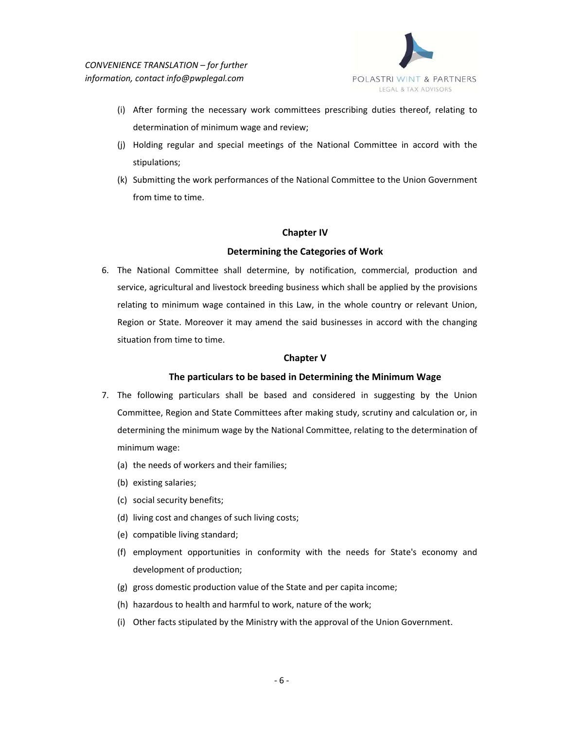(i) After forming the necessary work committees prescribing duties thereof, relating to determination of minimum wage and review;

(j) Holding regular and special meetings of the National Committee in accord with the stipulations;

(k) Submitting the work performances of the National Committee to the Union Government from time to time.

## Chapter IV

## Determining the Categories of Work

6. The National Committee shall determine, by notification, commercial, production and service, agricultural and livestock breeding business which shall be applied by the provisions relating to minimum wage contained in this Law, in the whole country or relevant Union, Region or State. Moreover it may amend the said businesses in accord with the changing situation from time to time.

## Chapter V

## The particulars to be based in Determining the Minimum Wage

7. The following particulars shall be based and considered in suggesting by the Union Committee, Region and State Committees after making study, scrutiny and calculation or, in determining the minimum wage by the National Committee, relating to the determination of minimum wage:

   (a) the needs of workers and their families;

   (b) existing salaries;

   (c) social security benefits;

   (d) living cost and changes of such living costs;

   (e) compatible living standard;

   (f) employment opportunities in conformity with the needs for State's economy and development of production;

   (g) gross domestic production value of the State and per capita income;

   (h) hazardous to health and harmful to work, nature of the work;

   (i) Other facts stipulated by the Ministry with the approval of the Union Government.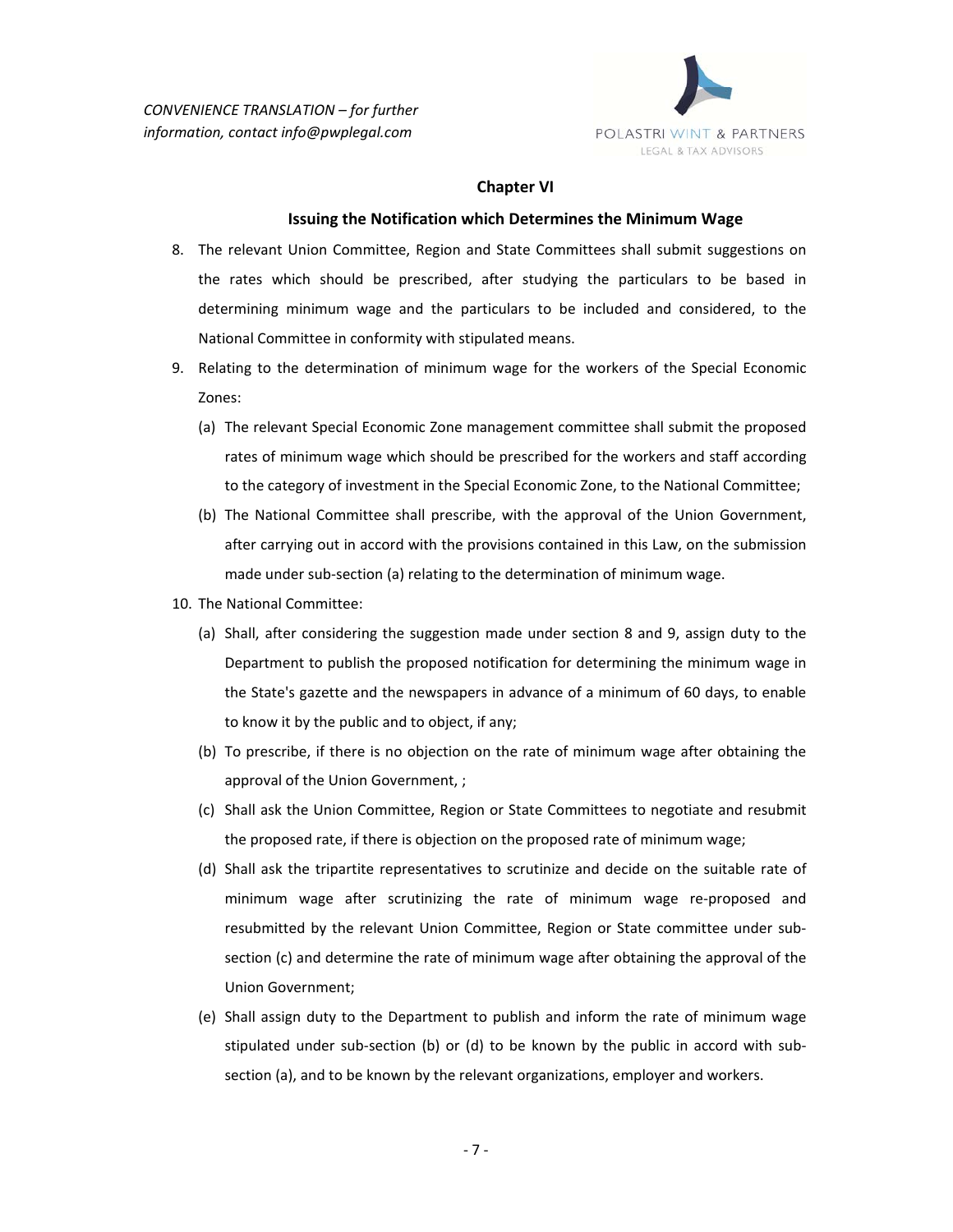*CONVENIENCE TRANSLATION – for further information, contact info@pwplegal.com*

## Chapter VI

### Issuing the Notification which Determines the Minimum Wage

8. The relevant Union Committee, Region and State Committees shall submit suggestions on the rates which should be prescribed, after studying the particulars to be based in determining minimum wage and the particulars to be included and considered, to the National Committee in conformity with stipulated means.

9. Relating to the determination of minimum wage for the workers of the Special Economic Zones:

   (a) The relevant Special Economic Zone management committee shall submit the proposed rates of minimum wage which should be prescribed for the workers and staff according to the category of investment in the Special Economic Zone, to the National Committee;

   (b) The National Committee shall prescribe, with the approval of the Union Government, after carrying out in accord with the provisions contained in this Law, on the submission made under sub-section (a) relating to the determination of minimum wage.

10. The National Committee:

   (a) Shall, after considering the suggestion made under section 8 and 9, assign duty to the Department to publish the proposed notification for determining the minimum wage in the State's gazette and the newspapers in advance of a minimum of 60 days, to enable to know it by the public and to object, if any;

   (b) To prescribe, if there is no objection on the rate of minimum wage after obtaining the approval of the Union Government, ;

   (c) Shall ask the Union Committee, Region or State Committees to negotiate and resubmit the proposed rate, if there is objection on the proposed rate of minimum wage;

   (d) Shall ask the tripartite representatives to scrutinize and decide on the suitable rate of minimum wage after scrutinizing the rate of minimum wage re-proposed and resubmitted by the relevant Union Committee, Region or State committee under sub-section (c) and determine the rate of minimum wage after obtaining the approval of the Union Government;

   (e) Shall assign duty to the Department to publish and inform the rate of minimum wage stipulated under sub-section (b) or (d) to be known by the public in accord with sub-section (a), and to be known by the relevant organizations, employer and workers.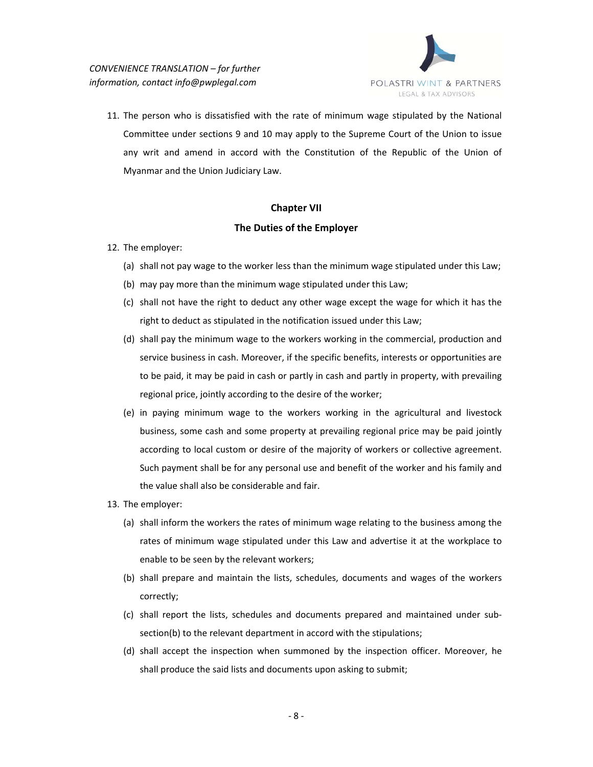11. The person who is dissatisfied with the rate of minimum wage stipulated by the National Committee under sections 9 and 10 may apply to the Supreme Court of the Union to issue any writ and amend in accord with the Constitution of the Republic of the Union of Myanmar and the Union Judiciary Law.

## Chapter VII

## The Duties of the Employer

12. The employer:
    - (a) shall not pay wage to the worker less than the minimum wage stipulated under this Law;
    - (b) may pay more than the minimum wage stipulated under this Law;
    - (c) shall not have the right to deduct any other wage except the wage for which it has the right to deduct as stipulated in the notification issued under this Law;
    - (d) shall pay the minimum wage to the workers working in the commercial, production and service business in cash. Moreover, if the specific benefits, interests or opportunities are to be paid, it may be paid in cash or partly in cash and partly in property, with prevailing regional price, jointly according to the desire of the worker;
    - (e) in paying minimum wage to the workers working in the agricultural and livestock business, some cash and some property at prevailing regional price may be paid jointly according to local custom or desire of the majority of workers or collective agreement. Such payment shall be for any personal use and benefit of the worker and his family and the value shall also be considerable and fair.
13. The employer:
    - (a) shall inform the workers the rates of minimum wage relating to the business among the rates of minimum wage stipulated under this Law and advertise it at the workplace to enable to be seen by the relevant workers;
    - (b) shall prepare and maintain the lists, schedules, documents and wages of the workers correctly;
    - (c) shall report the lists, schedules and documents prepared and maintained under sub-section(b) to the relevant department in accord with the stipulations;
    - (d) shall accept the inspection when summoned by the inspection officer. Moreover, he shall produce the said lists and documents upon asking to submit;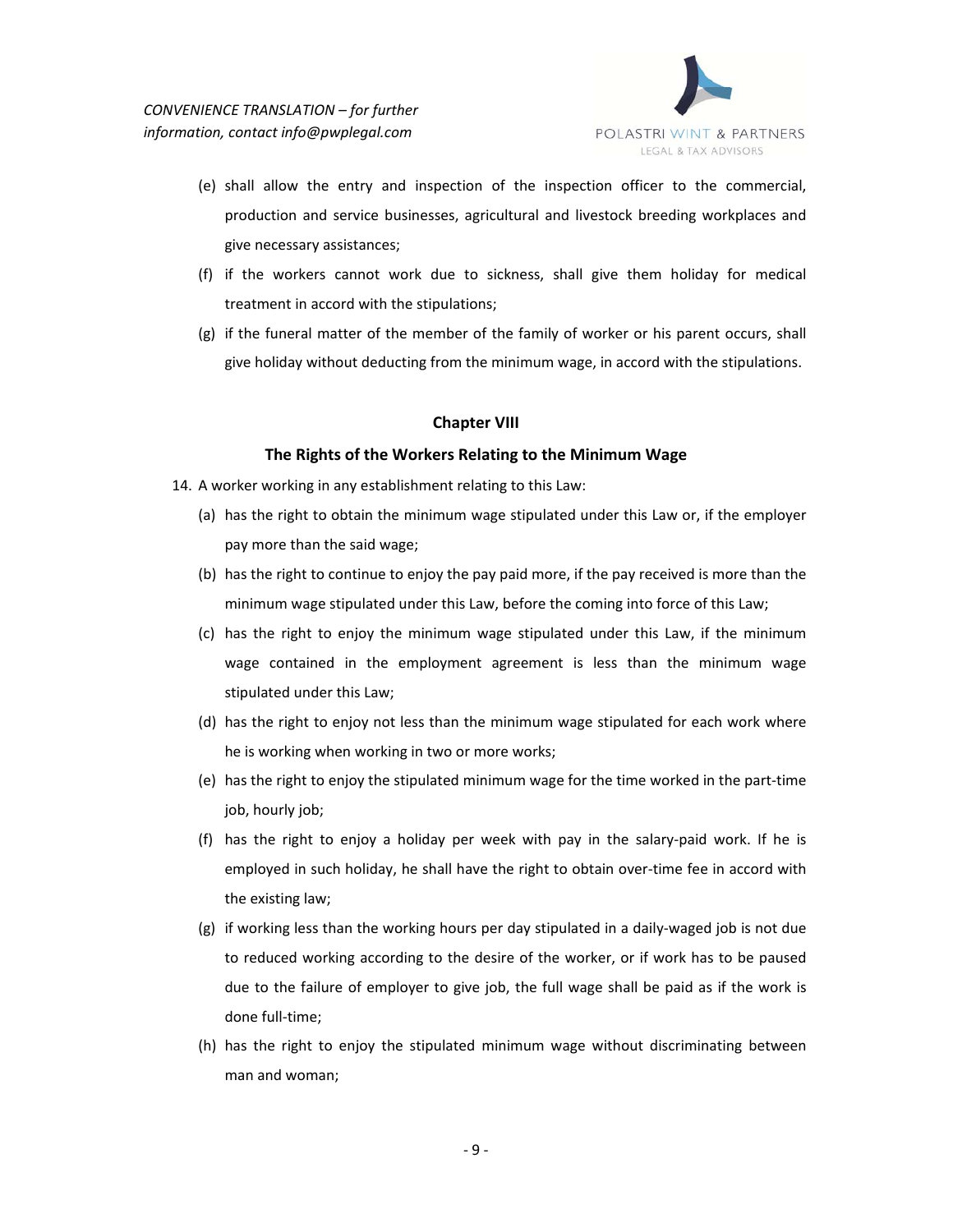(e) shall allow the entry and inspection of the inspection officer to the commercial, production and service businesses, agricultural and livestock breeding workplaces and give necessary assistances;

(f) if the workers cannot work due to sickness, shall give them holiday for medical treatment in accord with the stipulations;

(g) if the funeral matter of the member of the family of worker or his parent occurs, shall give holiday without deducting from the minimum wage, in accord with the stipulations.

## Chapter VIII

## The Rights of the Workers Relating to the Minimum Wage

14. A worker working in any establishment relating to this Law:

(a) has the right to obtain the minimum wage stipulated under this Law or, if the employer pay more than the said wage;

(b) has the right to continue to enjoy the pay paid more, if the pay received is more than the minimum wage stipulated under this Law, before the coming into force of this Law;

(c) has the right to enjoy the minimum wage stipulated under this Law, if the minimum wage contained in the employment agreement is less than the minimum wage stipulated under this Law;

(d) has the right to enjoy not less than the minimum wage stipulated for each work where he is working when working in two or more works;

(e) has the right to enjoy the stipulated minimum wage for the time worked in the part-time job, hourly job;

(f) has the right to enjoy a holiday per week with pay in the salary-paid work. If he is employed in such holiday, he shall have the right to obtain over-time fee in accord with the existing law;

(g) if working less than the working hours per day stipulated in a daily-waged job is not due to reduced working according to the desire of the worker, or if work has to be paused due to the failure of employer to give job, the full wage shall be paid as if the work is done full-time;

(h) has the right to enjoy the stipulated minimum wage without discriminating between man and woman;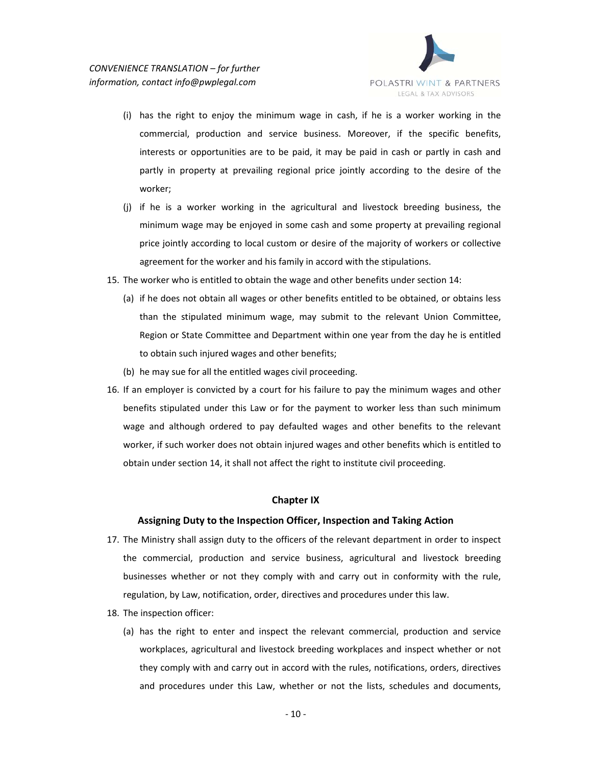(i) has the right to enjoy the minimum wage in cash, if he is a worker working in the commercial, production and service business. Moreover, if the specific benefits, interests or opportunities are to be paid, it may be paid in cash or partly in cash and partly in property at prevailing regional price jointly according to the desire of the worker;

(j) if he is a worker working in the agricultural and livestock breeding business, the minimum wage may be enjoyed in some cash and some property at prevailing regional price jointly according to local custom or desire of the majority of workers or collective agreement for the worker and his family in accord with the stipulations.

15. The worker who is entitled to obtain the wage and other benefits under section 14:

    (a) if he does not obtain all wages or other benefits entitled to be obtained, or obtains less than the stipulated minimum wage, may submit to the relevant Union Committee, Region or State Committee and Department within one year from the day he is entitled to obtain such injured wages and other benefits;

    (b) he may sue for all the entitled wages civil proceeding.

16. If an employer is convicted by a court for his failure to pay the minimum wages and other benefits stipulated under this Law or for the payment to worker less than such minimum wage and although ordered to pay defaulted wages and other benefits to the relevant worker, if such worker does not obtain injured wages and other benefits which is entitled to obtain under section 14, it shall not affect the right to institute civil proceeding.

## Chapter IX

### Assigning Duty to the Inspection Officer, Inspection and Taking Action

17. The Ministry shall assign duty to the officers of the relevant department in order to inspect the commercial, production and service business, agricultural and livestock breeding businesses whether or not they comply with and carry out in conformity with the rule, regulation, by Law, notification, order, directives and procedures under this law.

18. The inspection officer:

    (a) has the right to enter and inspect the relevant commercial, production and service workplaces, agricultural and livestock breeding workplaces and inspect whether or not they comply with and carry out in accord with the rules, notifications, orders, directives and procedures under this Law, whether or not the lists, schedules and documents,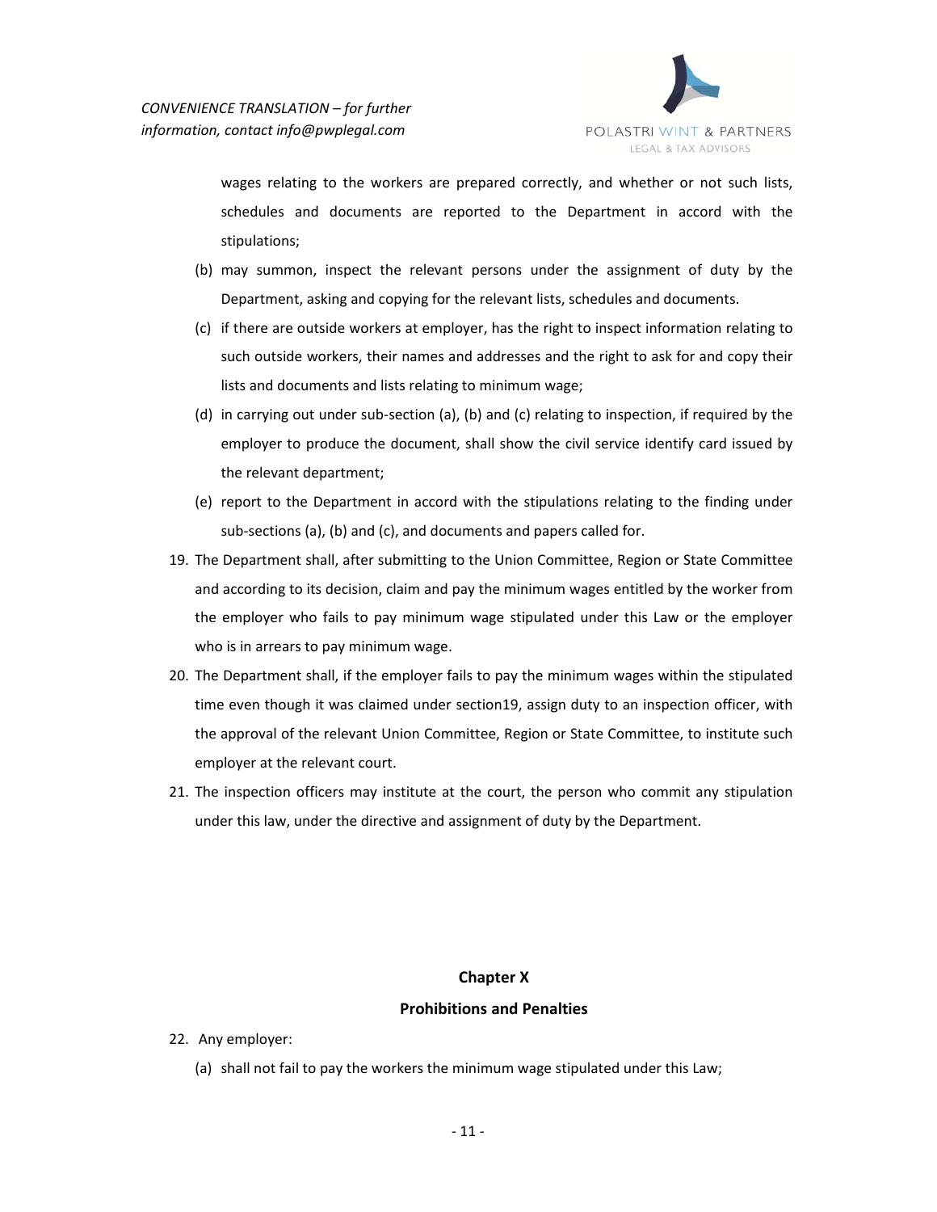wages relating to the workers are prepared correctly, and whether or not such lists, schedules and documents are reported to the Department in accord with the stipulations;

(b) may summon, inspect the relevant persons under the assignment of duty by the Department, asking and copying for the relevant lists, schedules and documents.

(c) if there are outside workers at employer, has the right to inspect information relating to such outside workers, their names and addresses and the right to ask for and copy their lists and documents and lists relating to minimum wage;

(d) in carrying out under sub-section (a), (b) and (c) relating to inspection, if required by the employer to produce the document, shall show the civil service identify card issued by the relevant department;

(e) report to the Department in accord with the stipulations relating to the finding under sub-sections (a), (b) and (c), and documents and papers called for.

19. The Department shall, after submitting to the Union Committee, Region or State Committee and according to its decision, claim and pay the minimum wages entitled by the worker from the employer who fails to pay minimum wage stipulated under this Law or the employer who is in arrears to pay minimum wage.

20. The Department shall, if the employer fails to pay the minimum wages within the stipulated time even though it was claimed under section19, assign duty to an inspection officer, with the approval of the relevant Union Committee, Region or State Committee, to institute such employer at the relevant court.

21. The inspection officers may institute at the court, the person who commit any stipulation under this law, under the directive and assignment of duty by the Department.

## Chapter X

## Prohibitions and Penalties

22. Any employer:

(a) shall not fail to pay the workers the minimum wage stipulated under this Law;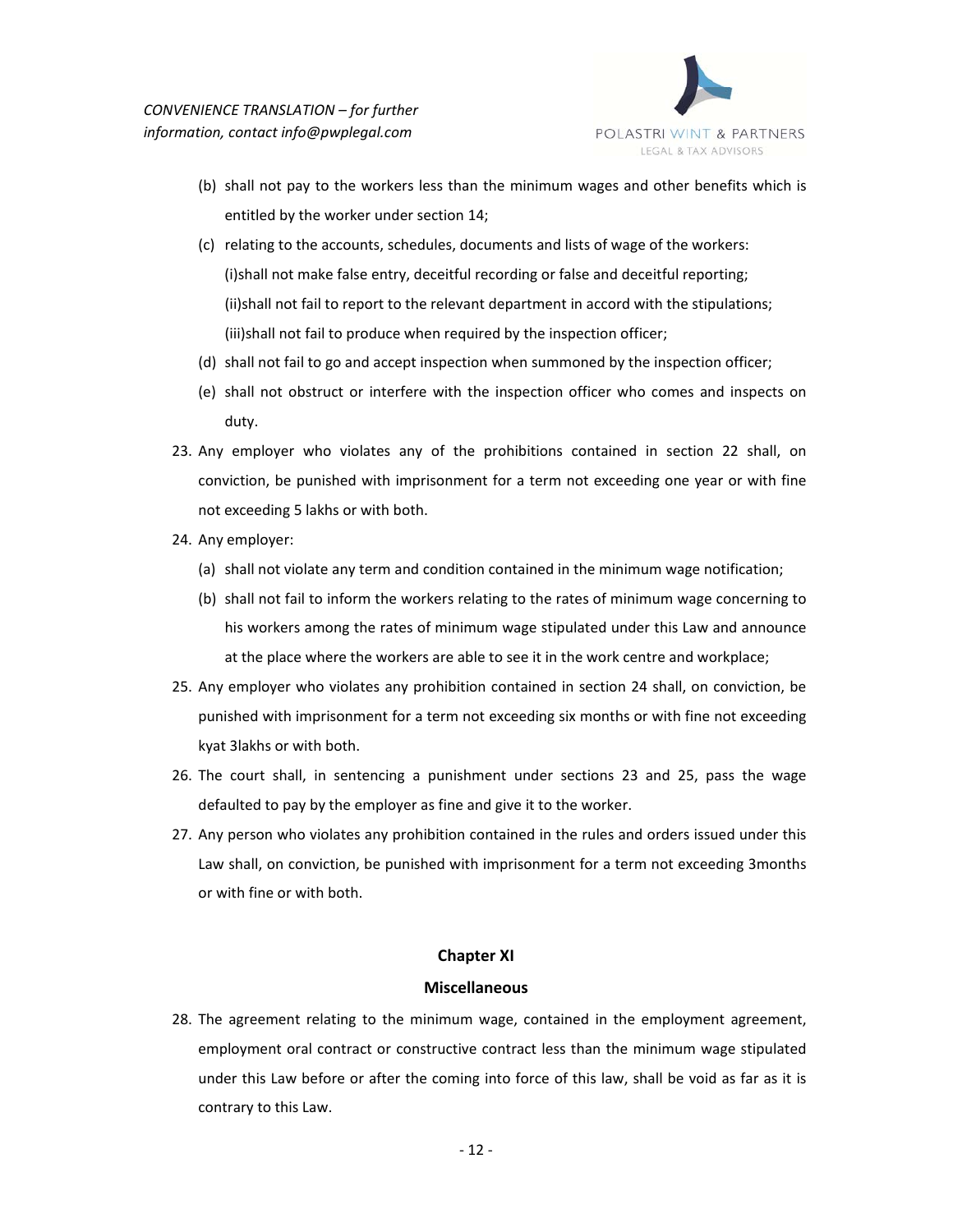(b) shall not pay to the workers less than the minimum wages and other benefits which is entitled by the worker under section 14;

(c) relating to the accounts, schedules, documents and lists of wage of the workers:

(i)shall not make false entry, deceitful recording or false and deceitful reporting;

(ii)shall not fail to report to the relevant department in accord with the stipulations;

(iii)shall not fail to produce when required by the inspection officer;

(d) shall not fail to go and accept inspection when summoned by the inspection officer;

(e) shall not obstruct or interfere with the inspection officer who comes and inspects on duty.

23. Any employer who violates any of the prohibitions contained in section 22 shall, on conviction, be punished with imprisonment for a term not exceeding one year or with fine not exceeding 5 lakhs or with both.

24. Any employer:

(a) shall not violate any term and condition contained in the minimum wage notification;

(b) shall not fail to inform the workers relating to the rates of minimum wage concerning to his workers among the rates of minimum wage stipulated under this Law and announce at the place where the workers are able to see it in the work centre and workplace;

25. Any employer who violates any prohibition contained in section 24 shall, on conviction, be punished with imprisonment for a term not exceeding six months or with fine not exceeding kyat 3lakhs or with both.

26. The court shall, in sentencing a punishment under sections 23 and 25, pass the wage defaulted to pay by the employer as fine and give it to the worker.

27. Any person who violates any prohibition contained in the rules and orders issued under this Law shall, on conviction, be punished with imprisonment for a term not exceeding 3months or with fine or with both.

## Chapter XI

## Miscellaneous

28. The agreement relating to the minimum wage, contained in the employment agreement, employment oral contract or constructive contract less than the minimum wage stipulated under this Law before or after the coming into force of this law, shall be void as far as it is contrary to this Law.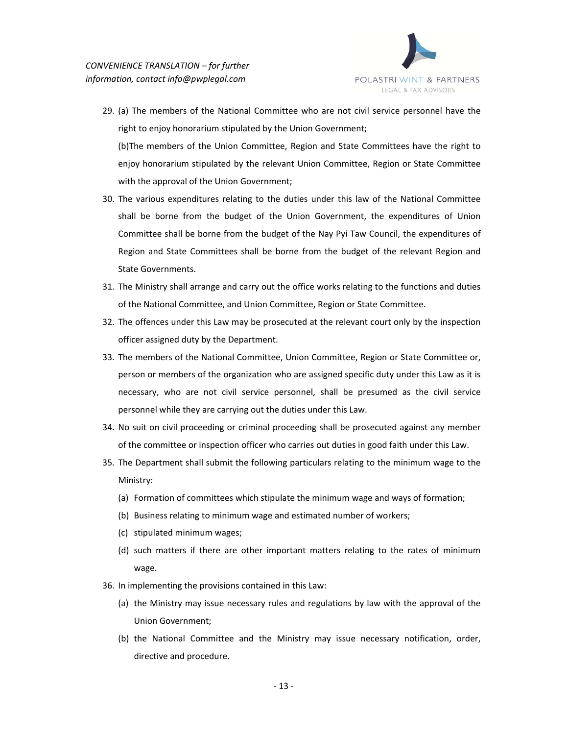29. (a) The members of the National Committee who are not civil service personnel have the right to enjoy honorarium stipulated by the Union Government;

    (b)The members of the Union Committee, Region and State Committees have the right to enjoy honorarium stipulated by the relevant Union Committee, Region or State Committee with the approval of the Union Government;

30. The various expenditures relating to the duties under this law of the National Committee shall be borne from the budget of the Union Government, the expenditures of Union Committee shall be borne from the budget of the Nay Pyi Taw Council, the expenditures of Region and State Committees shall be borne from the budget of the relevant Region and State Governments.

31. The Ministry shall arrange and carry out the office works relating to the functions and duties of the National Committee, and Union Committee, Region or State Committee.

32. The offences under this Law may be prosecuted at the relevant court only by the inspection officer assigned duty by the Department.

33. The members of the National Committee, Union Committee, Region or State Committee or, person or members of the organization who are assigned specific duty under this Law as it is necessary, who are not civil service personnel, shall be presumed as the civil service personnel while they are carrying out the duties under this Law.

34. No suit on civil proceeding or criminal proceeding shall be prosecuted against any member of the committee or inspection officer who carries out duties in good faith under this Law.

35. The Department shall submit the following particulars relating to the minimum wage to the Ministry:

    (a) Formation of committees which stipulate the minimum wage and ways of formation;

    (b) Business relating to minimum wage and estimated number of workers;

    (c) stipulated minimum wages;

    (d) such matters if there are other important matters relating to the rates of minimum wage.

36. In implementing the provisions contained in this Law:

    (a) the Ministry may issue necessary rules and regulations by law with the approval of the Union Government;

    (b) the National Committee and the Ministry may issue necessary notification, order, directive and procedure.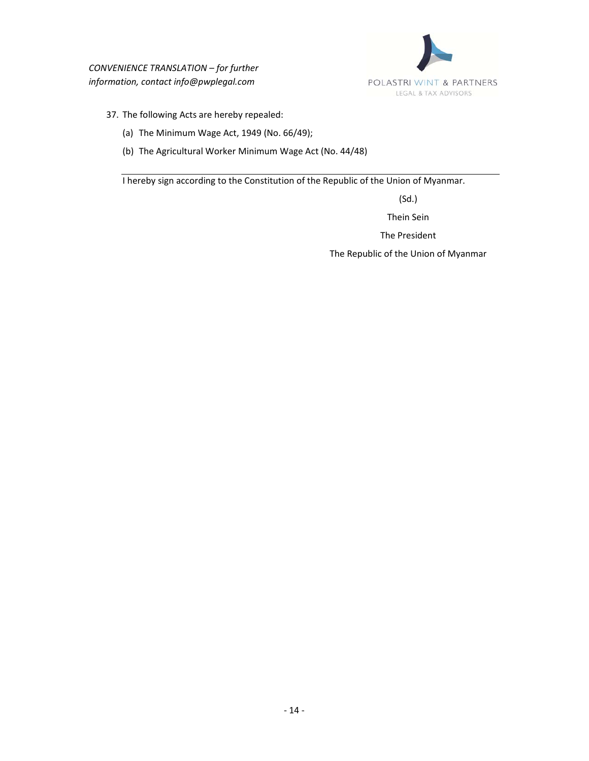37. The following Acts are hereby repealed:

    (a) The Minimum Wage Act, 1949 (No. 66/49);

    (b) The Agricultural Worker Minimum Wage Act (No. 44/48)

---

I hereby sign according to the Constitution of the Republic of the Union of Myanmar.

(Sd.)

Thein Sein

The President

The Republic of the Union of Myanmar